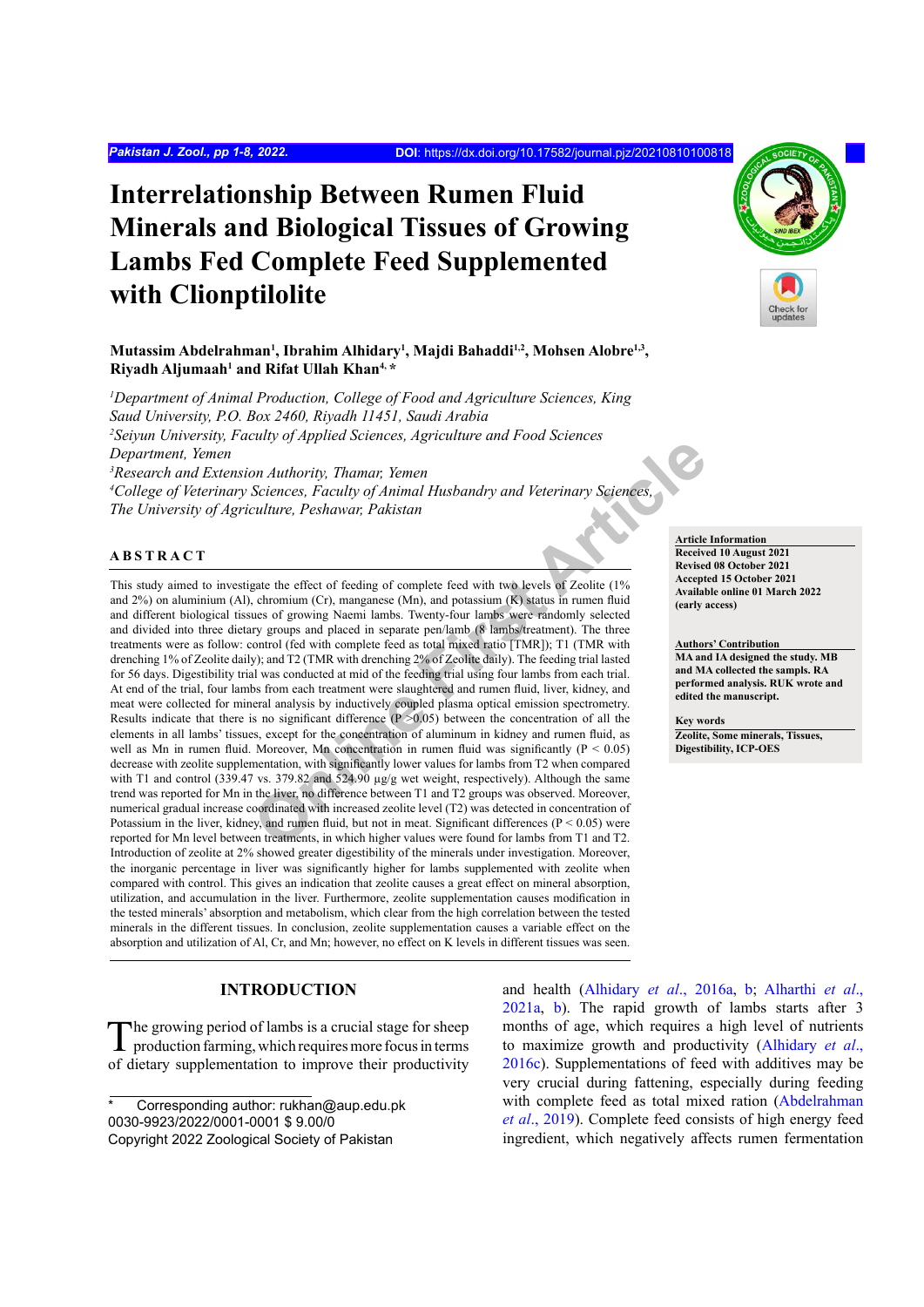# Interrelationship Between Rumen Fluid Minerals and Biological Tissues of Growing Lambs Fed Complete Feed Supplemented with Clionptilolite

**Mutassim Abdelrahman[1], Ibrahim Alhidary[1], Majdi Bahaddi[1,2], Mohsen Alobre[1,3], Riyadh Aljumaah[1] and Rifat Ullah Khan[4,*]**

[1]*Department of Animal Production, College of Food and Agriculture Sciences, King Saud University, P.O. Box 2460, Riyadh 11451, Saudi Arabia*
[2]*Seiyun University, Faculty of Applied Sciences, Agriculture and Food Sciences Department, Yemen*
[3]*Research and Extension Authority, Thamar, Yemen*
[4]*College of Veterinary Sciences, Faculty of Animal Husbandry and Veterinary Sciences, The University of Agriculture, Peshawar, Pakistan*

**Article Information**
Received 10 August 2021
Revised 08 October 2021
Accepted 15 October 2021
Available online 01 March 2022 (early access)

**Authors' Contribution**
MA and IA designed the study. MB and MA collected the sampls. RA performed analysis. RUK wrote and edited the manuscript.

**Key words**
Zeolite, Some minerals, Tissues, Digestibility, ICP-OES

## ABSTRACT

This study aimed to investigate the effect of feeding of complete feed with two levels of Zeolite (1% and 2%) on aluminium (Al), chromium (Cr), manganese (Mn), and potassium (K) status in rumen fluid and different biological tissues of growing Naemi lambs. Twenty-four lambs were randomly selected and divided into three dietary groups and placed in separate pen/lamb (8 lambs/treatment). The three treatments were as follow: control (fed with complete feed as total mixed ratio [TMR]); T1 (TMR with drenching 1% of Zeolite daily); and T2 (TMR with drenching 2% of Zeolite daily). The feeding trial lasted for 56 days. Digestibility trial was conducted at mid of the feeding trial using four lambs from each trial. At end of the trial, four lambs from each treatment were slaughtered and rumen fluid, liver, kidney, and meat were collected for mineral analysis by inductively coupled plasma optical emission spectrometry. Results indicate that there is no significant difference ($P > 0.05$) between the concentration of all the elements in all lambs' tissues, except for the concentration of aluminum in kidney and rumen fluid, as well as Mn in rumen fluid. Moreover, Mn concentration in rumen fluid was significantly ($P < 0.05$) decrease with zeolite supplementation, with significantly lower values for lambs from T2 when compared with T1 and control (339.47 vs. 379.82 and 524.90 µg/g wet weight, respectively). Although the same trend was reported for Mn in the liver, no difference between T1 and T2 groups was observed. Moreover, numerical gradual increase coordinated with increased zeolite level (T2) was detected in concentration of Potassium in the liver, kidney, and rumen fluid, but not in meat. Significant differences ($P < 0.05$) were reported for Mn level between treatments, in which higher values were found for lambs from T1 and T2. Introduction of zeolite at 2% showed greater digestibility of the minerals under investigation. Moreover, the inorganic percentage in liver was significantly higher for lambs supplemented with zeolite when compared with control. This gives an indication that zeolite causes a great effect on mineral absorption, utilization, and accumulation in the liver. Furthermore, zeolite supplementation causes modification in the tested minerals' absorption and metabolism, which clear from the high correlation between the tested minerals in the different tissues. In conclusion, zeolite supplementation causes a variable effect on the absorption and utilization of Al, Cr, and Mn; however, no effect on K levels in different tissues was seen.

## INTRODUCTION

The growing period of lambs is a crucial stage for sheep production farming, which requires more focus in terms of dietary supplementation to improve their productivity and health (Alhidary *et al.*, 2016a, b; Alharthi *et al.*, 2021a, b). The rapid growth of lambs starts after 3 months of age, which requires a high level of nutrients to maximize growth and productivity (Alhidary *et al.*, 2016c). Supplementations of feed with additives may be very crucial during fattening, especially during feeding with complete feed as total mixed ration (Abdelrahman *et al.*, 2019). Complete feed consists of high energy feed ingredient, which negatively affects rumen fermentation

\* Corresponding author: rukhan@aup.edu.pk
0030-9923/2022/0001-0001 $ 9.00/0
Copyright 2022 Zoological Society of Pakistan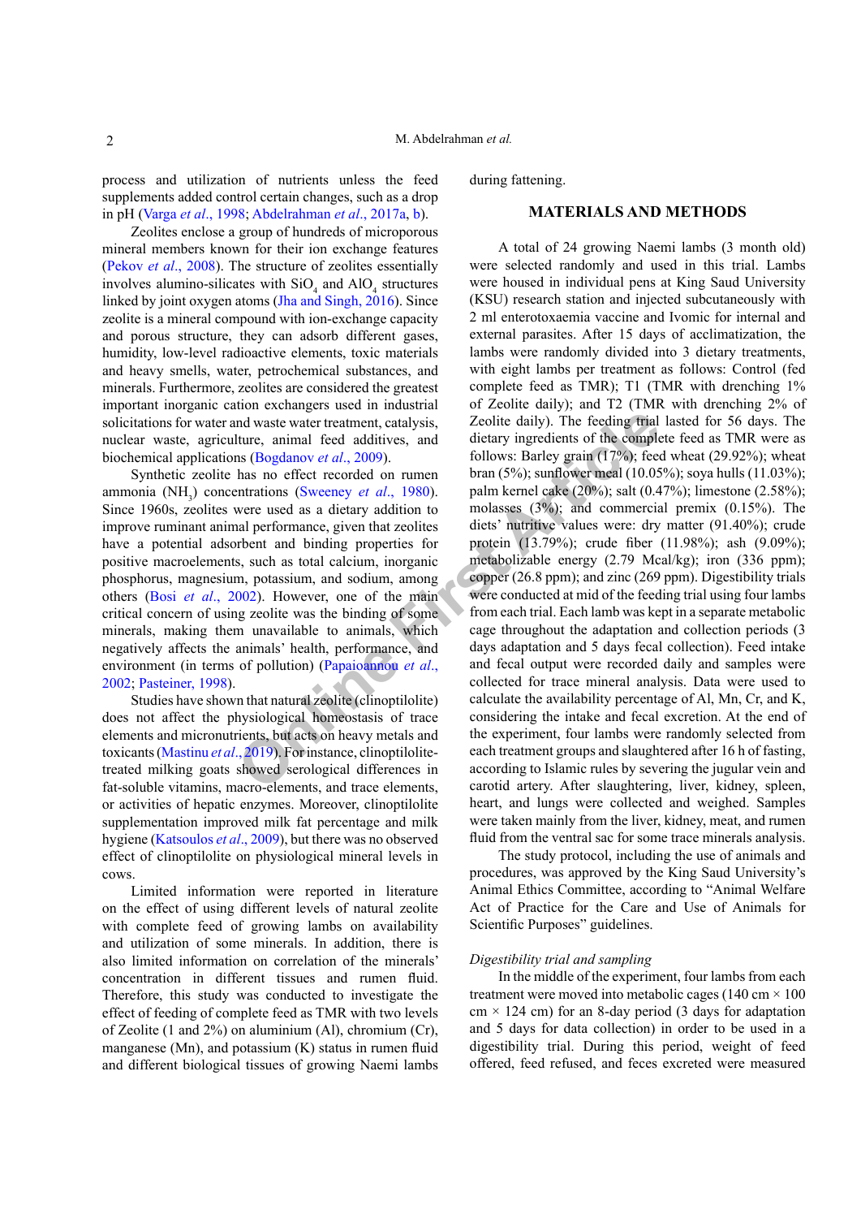process and utilization of nutrients unless the feed supplements added control certain changes, such as a drop in pH (Varga *et al*., 1998; Abdelrahman *et al*., 2017a, b).

Zeolites enclose a group of hundreds of microporous mineral members known for their ion exchange features (Pekov *et al*., 2008). The structure of zeolites essentially involves alumino-silicates with $SiO_4$ and $AlO_4$ structures linked by joint oxygen atoms (Jha and Singh, 2016). Since zeolite is a mineral compound with ion-exchange capacity and porous structure, they can adsorb different gases, humidity, low-level radioactive elements, toxic materials and heavy smells, water, petrochemical substances, and minerals. Furthermore, zeolites are considered the greatest important inorganic cation exchangers used in industrial solicitations for water and waste water treatment, catalysis, nuclear waste, agriculture, animal feed additives, and biochemical applications (Bogdanov *et al*., 2009).

Synthetic zeolite has no effect recorded on rumen ammonia ($NH_3$) concentrations (Sweeney *et al*., 1980). Since 1960s, zeolites were used as a dietary addition to improve ruminant animal performance, given that zeolites have a potential adsorbent and binding properties for positive macroelements, such as total calcium, inorganic phosphorus, magnesium, potassium, and sodium, among others (Bosi *et al*., 2002). However, one of the main critical concern of using zeolite was the binding of some minerals, making them unavailable to animals, which negatively affects the animals' health, performance, and environment (in terms of pollution) (Papaioannou *et al*., 2002; Pasteiner, 1998).

Studies have shown that natural zeolite (clinoptilolite) does not affect the physiological homeostasis of trace elements and micronutrients, but acts on heavy metals and toxicants (Mastinu *et al*., 2019). For instance, clinoptilolite-treated milking goats showed serological differences in fat-soluble vitamins, macro-elements, and trace elements, or activities of hepatic enzymes. Moreover, clinoptilolite supplementation improved milk fat percentage and milk hygiene (Katsoulos *et al*., 2009), but there was no observed effect of clinoptilolite on physiological mineral levels in cows.

Limited information were reported in literature on the effect of using different levels of natural zeolite with complete feed of growing lambs on availability and utilization of some minerals. In addition, there is also limited information on correlation of the minerals' concentration in different tissues and rumen fluid. Therefore, this study was conducted to investigate the effect of feeding of complete feed as TMR with two levels of Zeolite (1 and 2%) on aluminium (Al), chromium (Cr), manganese (Mn), and potassium (K) status in rumen fluid and different biological tissues of growing Naemi lambs during fattening.

## MATERIALS AND METHODS

A total of 24 growing Naemi lambs (3 month old) were selected randomly and used in this trial. Lambs were housed in individual pens at King Saud University (KSU) research station and injected subcutaneously with 2 ml enterotoxaemia vaccine and Ivomic for internal and external parasites. After 15 days of acclimatization, the lambs were randomly divided into 3 dietary treatments, with eight lambs per treatment as follows: Control (fed complete feed as TMR); T1 (TMR with drenching 1% of Zeolite daily); and T2 (TMR with drenching 2% of Zeolite daily). The feeding trial lasted for 56 days. The dietary ingredients of the complete feed as TMR were as follows: Barley grain (17%); feed wheat (29.92%); wheat bran (5%); sunflower meal (10.05%); soya hulls (11.03%); palm kernel cake (20%); salt (0.47%); limestone (2.58%); molasses (3%); and commercial premix (0.15%). The diets' nutritive values were: dry matter (91.40%); crude protein (13.79%); crude fiber (11.98%); ash (9.09%); metabolizable energy (2.79 Mcal/kg); iron (336 ppm); copper (26.8 ppm); and zinc (269 ppm). Digestibility trials were conducted at mid of the feeding trial using four lambs from each trial. Each lamb was kept in a separate metabolic cage throughout the adaptation and collection periods (3 days adaptation and 5 days fecal collection). Feed intake and fecal output were recorded daily and samples were collected for trace mineral analysis. Data were used to calculate the availability percentage of Al, Mn, Cr, and K, considering the intake and fecal excretion. At the end of the experiment, four lambs were randomly selected from each treatment groups and slaughtered after 16 h of fasting, according to Islamic rules by severing the jugular vein and carotid artery. After slaughtering, liver, kidney, spleen, heart, and lungs were collected and weighed. Samples were taken mainly from the liver, kidney, meat, and rumen fluid from the ventral sac for some trace minerals analysis.

The study protocol, including the use of animals and procedures, was approved by the King Saud University's Animal Ethics Committee, according to "Animal Welfare Act of Practice for the Care and Use of Animals for Scientific Purposes" guidelines.

### *Digestibility trial and sampling*

In the middle of the experiment, four lambs from each treatment were moved into metabolic cages (140 cm × 100 cm × 124 cm) for an 8-day period (3 days for adaptation and 5 days for data collection) in order to be used in a digestibility trial. During this period, weight of feed offered, feed refused, and feces excreted were measured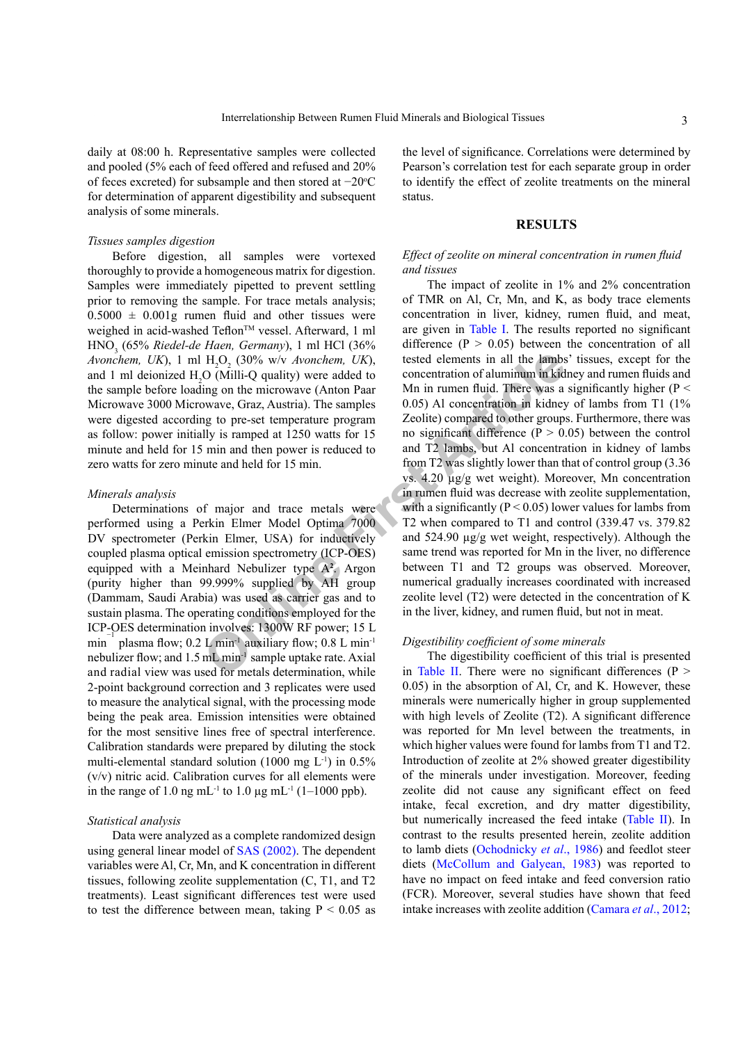daily at 08:00 h. Representative samples were collected and pooled (5% each of feed offered and refused and 20% of feces excreted) for subsample and then stored at −20°C for determination of apparent digestibility and subsequent analysis of some minerals.

*Tissues samples digestion*

Before digestion, all samples were vortexed thoroughly to provide a homogeneous matrix for digestion. Samples were immediately pipetted to prevent settling prior to removing the sample. For trace metals analysis; 0.5000 ± 0.001g rumen fluid and other tissues were weighed in acid-washed Teflon™ vessel. Afterward, 1 ml $HNO_3$ (65% *Riedel-de Haen, Germany*), 1 ml HCl (36% *Avonchem, UK*), 1 ml $H_2O_2$ (30% w/v *Avonchem, UK*), and 1 ml deionized $H_2O$ (Milli-Q quality) were added to the sample before loading on the microwave (Anton Paar Microwave 3000 Microwave, Graz, Austria). The samples were digested according to pre-set temperature program as follow: power initially is ramped at 1250 watts for 15 minute and held for 15 min and then power is reduced to zero watts for zero minute and held for 15 min.

*Minerals analysis*

Determinations of major and trace metals were performed using a Perkin Elmer Model Optima 7000 DV spectrometer (Perkin Elmer, USA) for inductively coupled plasma optical emission spectrometry (ICP-OES) equipped with a Meinhard Nebulizer type A². Argon (purity higher than 99.999% supplied by AH group (Dammam, Saudi Arabia) was used as carrier gas and to sustain plasma. The operating conditions employed for the ICP-OES determination involves: 1300W RF power; 15 L $min^{-1}$ plasma flow; 0.2 L $min^{-1}$ auxiliary flow; 0.8 L $min^{-1}$ nebulizer flow; and 1.5 mL $min^{-1}$ sample uptake rate. Axial and radial view was used for metals determination, while 2-point background correction and 3 replicates were used to measure the analytical signal, with the processing mode being the peak area. Emission intensities were obtained for the most sensitive lines free of spectral interference. Calibration standards were prepared by diluting the stock multi-elemental standard solution (1000 mg $L^{-1}$) in 0.5% (v/v) nitric acid. Calibration curves for all elements were in the range of 1.0 ng $mL^{-1}$ to 1.0 µg $mL^{-1}$ (1–1000 ppb).

*Statistical analysis*

Data were analyzed as a complete randomized design using general linear model of SAS (2002). The dependent variables were Al, Cr, Mn, and K concentration in different tissues, following zeolite supplementation (C, T1, and T2 treatments). Least significant differences test were used to test the difference between mean, taking $P < 0.05$ as the level of significance. Correlations were determined by Pearson's correlation test for each separate group in order to identify the effect of zeolite treatments on the mineral status.

## RESULTS

*Effect of zeolite on mineral concentration in rumen fluid and tissues*

The impact of zeolite in 1% and 2% concentration of TMR on Al, Cr, Mn, and K, as body trace elements concentration in liver, kidney, rumen fluid, and meat, are given in Table I. The results reported no significant difference ($P > 0.05$) between the concentration of all tested elements in all the lambs' tissues, except for the concentration of aluminum in kidney and rumen fluids and Mn in rumen fluid. There was a significantly higher ($P < 0.05$) Al concentration in kidney of lambs from T1 (1% Zeolite) compared to other groups. Furthermore, there was no significant difference ($P > 0.05$) between the control and T2 lambs, but Al concentration in kidney of lambs from T2 was slightly lower than that of control group (3.36 vs. 4.20 µg/g wet weight). Moreover, Mn concentration in rumen fluid was decrease with zeolite supplementation, with a significantly ($P < 0.05$) lower values for lambs from T2 when compared to T1 and control (339.47 vs. 379.82 and 524.90 µg/g wet weight, respectively). Although the same trend was reported for Mn in the liver, no difference between T1 and T2 groups was observed. Moreover, numerical gradually increases coordinated with increased zeolite level (T2) were detected in the concentration of K in the liver, kidney, and rumen fluid, but not in meat.

*Digestibility coefficient of some minerals*

The digestibility coefficient of this trial is presented in Table II. There were no significant differences ($P > 0.05$) in the absorption of Al, Cr, and K. However, these minerals were numerically higher in group supplemented with high levels of Zeolite (T2). A significant difference was reported for Mn level between the treatments, in which higher values were found for lambs from T1 and T2. Introduction of zeolite at 2% showed greater digestibility of the minerals under investigation. Moreover, feeding zeolite did not cause any significant effect on feed intake, fecal excretion, and dry matter digestibility, but numerically increased the feed intake (Table II). In contrast to the results presented herein, zeolite addition to lamb diets (Ochodnicky *et al*., 1986) and feedlot steer diets (McCollum and Galyean, 1983) was reported to have no impact on feed intake and feed conversion ratio (FCR). Moreover, several studies have shown that feed intake increases with zeolite addition (Camara *et al*., 2012;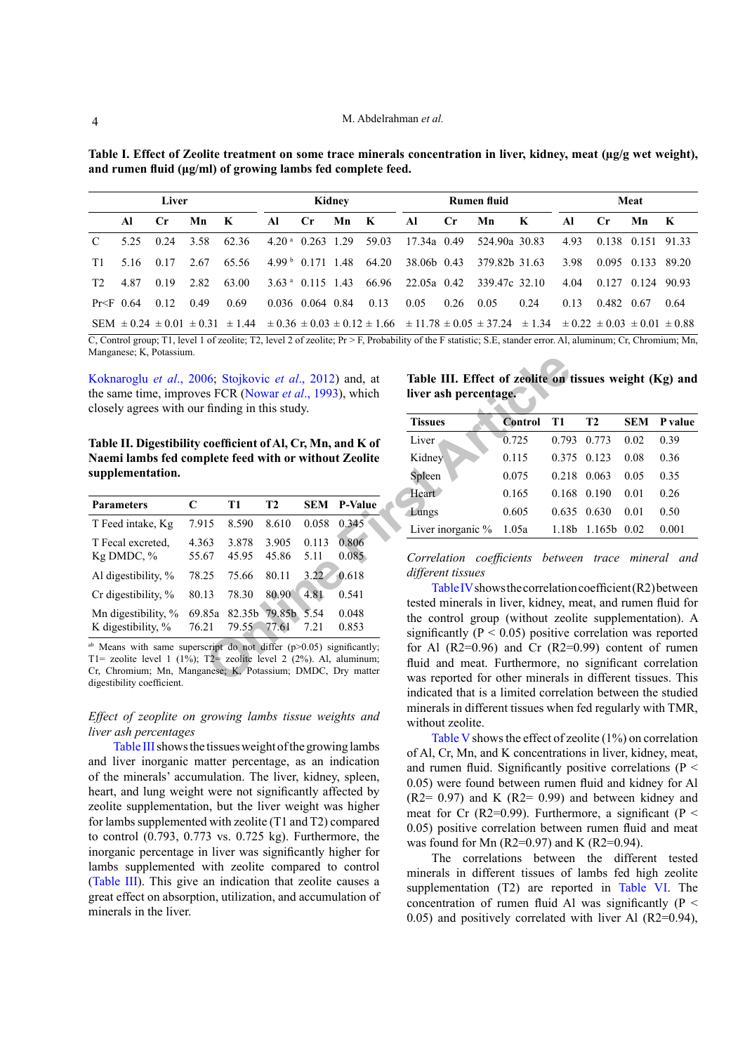**Table I. Effect of Zeolite treatment on some trace minerals concentration in liver, kidney, meat (µg/g wet weight), and rumen fluid (µg/ml) of growing lambs fed complete feed.**

| | Liver | | | | Kidney | | | | Rumen fluid | | | | Meat | | | |
|---|---|---|---|---|---|---|---|---|---|---|---|---|---|---|---|---|
| | Al | Cr | Mn | K | Al | Cr | Mn | K | Al | Cr | Mn | K | Al | Cr | Mn | K |
| C | 5.25 | 0.24 | 3.58 | 62.36 | 4.20 [a] | 0.263 | 1.29 | 59.03 | 17.34a | 0.49 | 524.90a | 30.83 | 4.93 | 0.138 | 0.151 | 91.33 |
| T1 | 5.16 | 0.17 | 2.67 | 65.56 | 4.99 [b] | 0.171 | 1.48 | 64.20 | 38.06b | 0.43 | 379.82b | 31.63 | 3.98 | 0.095 | 0.133 | 89.20 |
| T2 | 4.87 | 0.19 | 2.82 | 63.00 | 3.63 [a] | 0.115 | 1.43 | 66.96 | 22.05a | 0.42 | 339.47c | 32.10 | 4.04 | 0.127 | 0.124 | 90.93 |
| Pr<F | 0.64 | 0.12 | 0.49 | 0.69 | 0.036 | 0.064 | 0.84 | 0.13 | 0.05 | 0.26 | 0.05 | 0.24 | 0.13 | 0.482 | 0.67 | 0.64 |
| SEM | ± 0.24 | ± 0.01 | ± 0.31 | ± 1.44 | ± 0.36 | ± 0.03 | ± 0.12 | ± 1.66 | ± 11.78 | ± 0.05 | ± 37.24 | ± 1.34 | ± 0.22 | ± 0.03 | ± 0.01 | ± 0.88 |

C, Control group; T1, level 1 of zeolite; T2, level 2 of zeolite; Pr > F, Probability of the F statistic; S.E, stander error. Al, aluminum; Cr, Chromium; Mn, Manganese; K, Potassium.

Koknaroglu *et al*., 2006; Stojkovic *et al*., 2012) and, at the same time, improves FCR (Nowar *et al*., 1993), which closely agrees with our finding in this study.

**Table II. Digestibility coefficient of Al, Cr, Mn, and K of Naemi lambs fed complete feed with or without Zeolite supplementation.**

| Parameters | C | T1 | T2 | SEM | P-Value |
|---|---|---|---|---|---|
| T Feed intake, Kg | 7.915 | 8.590 | 8.610 | 0.058 | 0.345 |
| T Fecal excreted, Kg | 4.363 | 3.878 | 3.905 | 0.113 | 0.806 |
| DMDC, % | 55.67 | 45.95 | 45.86 | 5.11 | 0.085 |
| Al digestibility, % | 78.25 | 75.66 | 80.11 | 3.22 | 0.618 |
| Cr digestibility, % | 80.13 | 78.30 | 80.90 | 4.81 | 0.541 |
| Mn digestibility, % | 69.85a | 82.35b | 79.85b | 5.54 | 0.048 |
| K digestibility, % | 76.21 | 79.55 | 77.61 | 7.21 | 0.853 |

[ab] Means with same superscript do not differ (p>0.05) significantly; T1= zeolite level 1 (1%); T2= zeolite level 2 (2%). Al, aluminum; Cr, Chromium; Mn, Manganese; K, Potassium; DMDC, Dry matter digestibility coefficient.

*Effect of zeoplite on growing lambs tissue weights and liver ash percentages*

Table III shows the tissues weight of the growing lambs and liver inorganic matter percentage, as an indication of the minerals' accumulation. The liver, kidney, spleen, heart, and lung weight were not significantly affected by zeolite supplementation, but the liver weight was higher for lambs supplemented with zeolite (T1 and T2) compared to control (0.793, 0.773 vs. 0.725 kg). Furthermore, the inorganic percentage in liver was significantly higher for lambs supplemented with zeolite compared to control (Table III). This give an indication that zeolite causes a great effect on absorption, utilization, and accumulation of minerals in the liver.

**Table III. Effect of zeolite on tissues weight (Kg) and liver ash percentage.**

| Tissues | Control | T1 | T2 | SEM | P value |
|---|---|---|---|---|---|
| Liver | 0.725 | 0.793 | 0.773 | 0.02 | 0.39 |
| Kidney | 0.115 | 0.375 | 0.123 | 0.08 | 0.36 |
| Spleen | 0.075 | 0.218 | 0.063 | 0.05 | 0.35 |
| Heart | 0.165 | 0.168 | 0.190 | 0.01 | 0.26 |
| Lungs | 0.605 | 0.635 | 0.630 | 0.01 | 0.50 |
| Liver inorganic % | 1.05a | 1.18b | 1.165b | 0.02 | 0.001 |

*Correlation coefficients between trace mineral and different tissues*

Table IV shows the correlation coefficient (R2) between tested minerals in liver, kidney, meat, and rumen fluid for the control group (without zeolite supplementation). A significantly ($P < 0.05$) positive correlation was reported for Al (R2=0.96) and Cr (R2=0.99) content of rumen fluid and meat. Furthermore, no significant correlation was reported for other minerals in different tissues. This indicated that there is a limited correlation between the studied minerals in different tissues when fed regularly with TMR, without zeolite.

Table V shows the effect of zeolite (1%) on correlation of Al, Cr, Mn, and K concentrations in liver, kidney, meat, and rumen fluid. Significantly positive correlations ($P < 0.05$) were found between rumen fluid and kidney for Al (R2= 0.97) and K (R2= 0.99) and between kidney and meat for Cr (R2=0.99). Furthermore, a significant ($P < 0.05$) positive correlation between rumen fluid and meat was found for Mn (R2=0.97) and K (R2=0.94).

The correlations between the different tested minerals in different tissues of lambs fed high zeolite supplementation (T2) are reported in Table VI. The concentration of rumen fluid Al was significantly ($P < 0.05$) and positively correlated with liver Al (R2=0.94),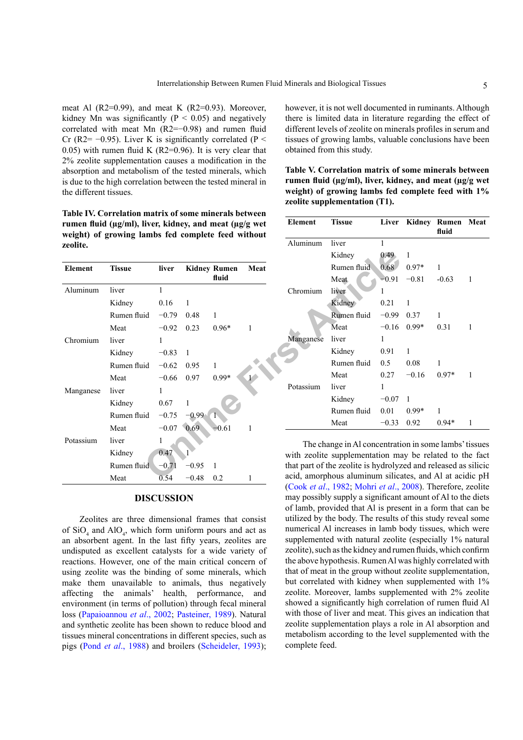meat Al (R2=0.99), and meat K (R2=0.93). Moreover, kidney Mn was significantly ($P < 0.05$) and negatively correlated with meat Mn (R2=−0.98) and rumen fluid Cr (R2= −0.95). Liver K is significantly correlated ($P < 0.05$) with rumen fluid K (R2=0.96). It is very clear that 2% zeolite supplementation causes a modification in the absorption and metabolism of the tested minerals, which is due to the high correlation between the tested mineral in the different tissues.

**Table IV. Correlation matrix of some minerals between rumen fluid (μg/ml), liver, kidney, and meat (μg/g wet weight) of growing lambs fed complete feed without zeolite.**

| Element | Tissue | liver | Kidney | Rumen fluid | Meat |
|---|---|---|---|---|---|
| Aluminum | liver | 1 | | | |
| | Kidney | 0.16 | 1 | | |
| | Rumen fluid | −0.79 | 0.48 | 1 | |
| | Meat | −0.92 | 0.23 | 0.96* | 1 |
| Chromium | liver | 1 | | | |
| | Kidney | −0.83 | 1 | | |
| | Rumen fluid | −0.62 | 0.95 | 1 | |
| | Meat | −0.66 | 0.97 | 0.99* | 1 |
| Manganese | liver | 1 | | | |
| | Kidney | 0.67 | 1 | | |
| | Rumen fluid | −0.75 | −0.99 | 1 | |
| | Meat | −0.07 | 0.69 | −0.61 | 1 |
| Potassium | liver | 1 | | | |
| | Kidney | 0.47 | 1 | | |
| | Rumen fluid | −0.71 | −0.95 | 1 | |
| | Meat | 0.54 | −0.48 | 0.2 | 1 |

## DISCUSSION

Zeolites are three dimensional frames that consist of $SiO_4$ and $AlO_4$, which form uniform pours and act as an absorbent agent. In the last fifty years, zeolites are undisputed as excellent catalysts for a wide variety of reactions. However, one of the main critical concern of using zeolite was the binding of some minerals, which make them unavailable to animals, thus negatively affecting the animals' health, performance, and environment (in terms of pollution) through fecal mineral loss (Papaioannou *et al*., 2002; Pasteiner, 1989). Natural and synthetic zeolite has been shown to reduce blood and tissues mineral concentrations in different species, such as pigs (Pond *et al*., 1988) and broilers (Scheideler, 1993); however, it is not well documented in ruminants. Although there is limited data in literature regarding the effect of different levels of zeolite on minerals profiles in serum and tissues of growing lambs, valuable conclusions have been obtained from this study.

**Table V. Correlation matrix of some minerals between rumen fluid (μg/ml), liver, kidney, and meat (μg/g wet weight) of growing lambs fed complete feed with 1% zeolite supplementation (T1).**

| Element | Tissue | Liver | Kidney | Rumen fluid | Meat |
|---|---|---|---|---|---|
| Aluminum | liver | 1 | | | |
| | Kidney | 0.49 | 1 | | |
| | Rumen fluid | 0.68 | 0.97* | 1 | |
| | Meat | −0.91 | −0.81 | -0.63 | 1 |
| Chromium | liver | 1 | | | |
| | Kidney | 0.21 | 1 | | |
| | Rumen fluid | −0.99 | 0.37 | 1 | |
| | Meat | −0.16 | 0.99* | 0.31 | 1 |
| Manganese | liver | 1 | | | |
| | Kidney | 0.91 | 1 | | |
| | Rumen fluid | 0.5 | 0.08 | 1 | |
| | Meat | 0.27 | −0.16 | 0.97* | 1 |
| Potassium | liver | 1 | | | |
| | Kidney | −0.07 | 1 | | |
| | Rumen fluid | 0.01 | 0.99* | 1 | |
| | Meat | −0.33 | 0.92 | 0.94* | 1 |

The change in Al concentration in some lambs' tissues with zeolite supplementation may be related to the fact that part of the zeolite is hydrolyzed and released as silicic acid, amorphous aluminum silicates, and Al at acidic pH (Cook *et al*., 1982; Mohri *et al*., 2008). Therefore, zeolite may possibly supply a significant amount of Al to the diets of lamb, provided that Al is present in a form that can be utilized by the body. The results of this study reveal some numerical Al increases in lamb body tissues, which were supplemented with natural zeolite (especially 1% natural zeolite), such as the kidney and rumen fluids, which confirm the above hypothesis. Rumen Al was highly correlated with that of meat in the group without zeolite supplementation, but correlated with kidney when supplemented with 1% zeolite. Moreover, lambs supplemented with 2% zeolite showed a significantly high correlation of rumen fluid Al with those of liver and meat. This gives an indication that zeolite supplementation plays a role in Al absorption and metabolism according to the level supplemented with the complete feed.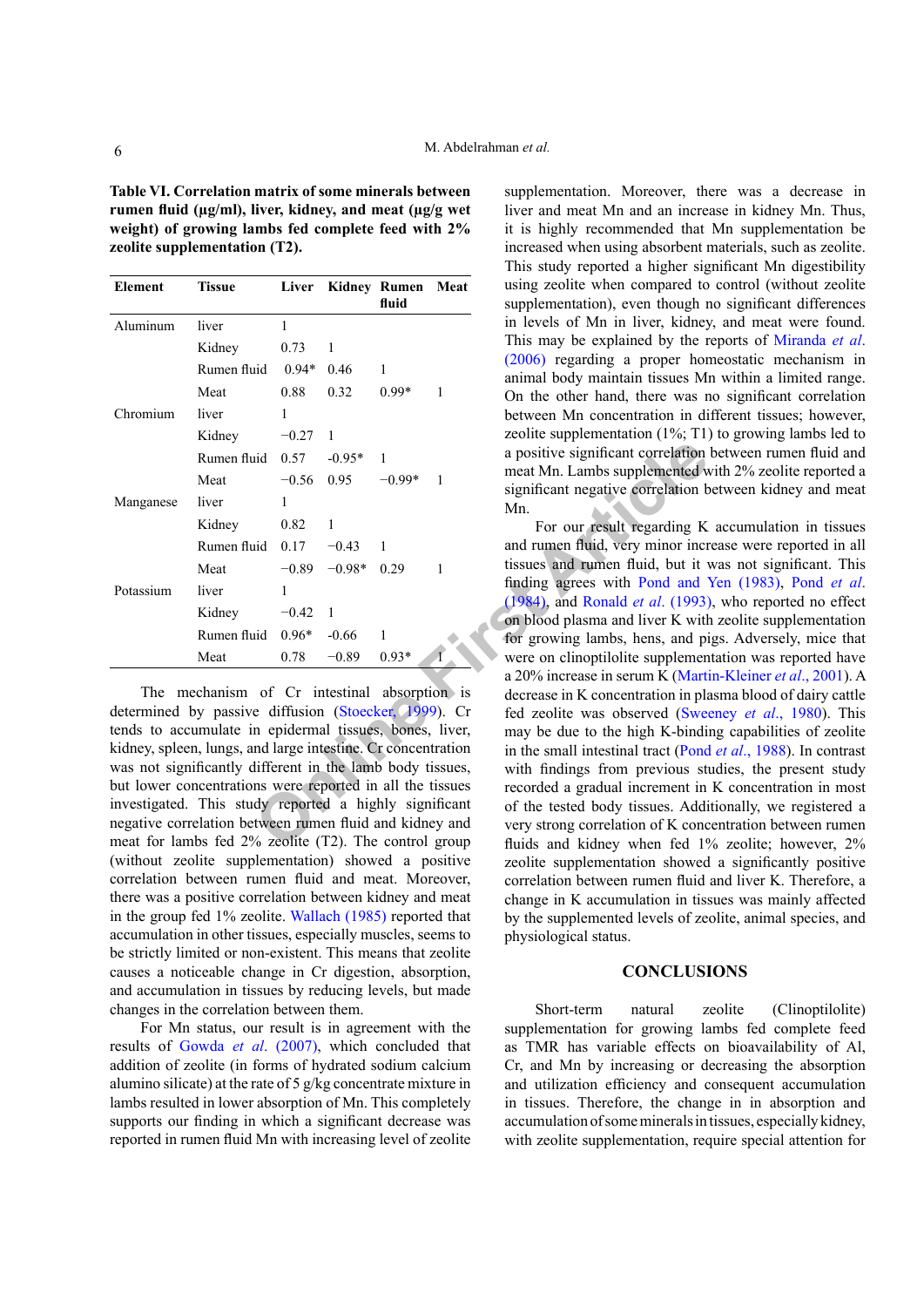**Table VI. Correlation matrix of some minerals between rumen fluid (µg/ml), liver, kidney, and meat (µg/g wet weight) of growing lambs fed complete feed with 2% zeolite supplementation (T2).**

| Element | Tissue | Liver | Kidney | Rumen fluid | Meat |
|---|---|---|---|---|---|
| Aluminum | liver | 1 | | | |
| | Kidney | 0.73 | 1 | | |
| | Rumen fluid | 0.94* | 0.46 | 1 | |
| | Meat | 0.88 | 0.32 | 0.99* | 1 |
| Chromium | liver | 1 | | | |
| | Kidney | −0.27 | 1 | | |
| | Rumen fluid | 0.57 | -0.95* | 1 | |
| | Meat | −0.56 | 0.95 | −0.99* | 1 |
| Manganese | liver | 1 | | | |
| | Kidney | 0.82 | 1 | | |
| | Rumen fluid | 0.17 | −0.43 | 1 | |
| | Meat | −0.89 | −0.98* | 0.29 | 1 |
| Potassium | liver | 1 | | | |
| | Kidney | −0.42 | 1 | | |
| | Rumen fluid | 0.96* | -0.66 | 1 | |
| | Meat | 0.78 | −0.89 | 0.93* | 1 |

The mechanism of Cr intestinal absorption is determined by passive diffusion (Stoecker, 1999). Cr tends to accumulate in epidermal tissues, bones, liver, kidney, spleen, lungs, and large intestine. Cr concentration was not significantly different in the lamb body tissues, but lower concentrations were reported in all the tissues investigated. This study reported a highly significant negative correlation between rumen fluid and kidney and meat for lambs fed 2% zeolite (T2). The control group (without zeolite supplementation) showed a positive correlation between rumen fluid and meat. Moreover, there was a positive correlation between kidney and meat in the group fed 1% zeolite. Wallach (1985) reported that accumulation in other tissues, especially muscles, seems to be strictly limited or non-existent. This means that zeolite causes a noticeable change in Cr digestion, absorption, and accumulation in tissues by reducing levels, but made changes in the correlation between them.

For Mn status, our result is in agreement with the results of Gowda *et al*. (2007), which concluded that addition of zeolite (in forms of hydrated sodium calcium alumino silicate) at the rate of 5 g/kg concentrate mixture in lambs resulted in lower absorption of Mn. This completely supports our finding in which a significant decrease was reported in rumen fluid Mn with increasing level of zeolite supplementation. Moreover, there was a decrease in liver and meat Mn and an increase in kidney Mn. Thus, it is highly recommended that Mn supplementation be increased when using absorbent materials, such as zeolite. This study reported a higher significant Mn digestibility using zeolite when compared to control (without zeolite supplementation), even though no significant differences in levels of Mn in liver, kidney, and meat were found. This may be explained by the reports of Miranda *et al*. (2006) regarding a proper homeostatic mechanism in animal body maintain tissues Mn within a limited range. On the other hand, there was no significant correlation between Mn concentration in different tissues; however, zeolite supplementation (1%; T1) to growing lambs led to a positive significant correlation between rumen fluid and meat Mn. Lambs supplemented with 2% zeolite reported a significant negative correlation between kidney and meat Mn.

For our result regarding K accumulation in tissues and rumen fluid, very minor increase were reported in all tissues and rumen fluid, but it was not significant. This finding agrees with Pond and Yen (1983), Pond *et al*. (1984), and Ronald *et al*. (1993), who reported no effect on blood plasma and liver K with zeolite supplementation for growing lambs, hens, and pigs. Adversely, mice that were on clinoptilolite supplementation was reported have a 20% increase in serum K (Martin-Kleiner *et al*., 2001). A decrease in K concentration in plasma blood of dairy cattle fed zeolite was observed (Sweeney *et al*., 1980). This may be due to the high K-binding capabilities of zeolite in the small intestinal tract (Pond *et al*., 1988). In contrast with findings from previous studies, the present study recorded a gradual increment in K concentration in most of the tested body tissues. Additionally, we registered a very strong correlation of K concentration between rumen fluids and kidney when fed 1% zeolite; however, 2% zeolite supplementation showed a significantly positive correlation between rumen fluid and liver K. Therefore, a change in K accumulation in tissues was mainly affected by the supplemented levels of zeolite, animal species, and physiological status.

## CONCLUSIONS

Short-term natural zeolite (Clinoptilolite) supplementation for growing lambs fed complete feed as TMR has variable effects on bioavailability of Al, Cr, and Mn by increasing or decreasing the absorption and utilization efficiency and consequent accumulation in tissues. Therefore, the change in absorption and accumulation of some minerals in tissues, especially kidney, with zeolite supplementation, require special attention for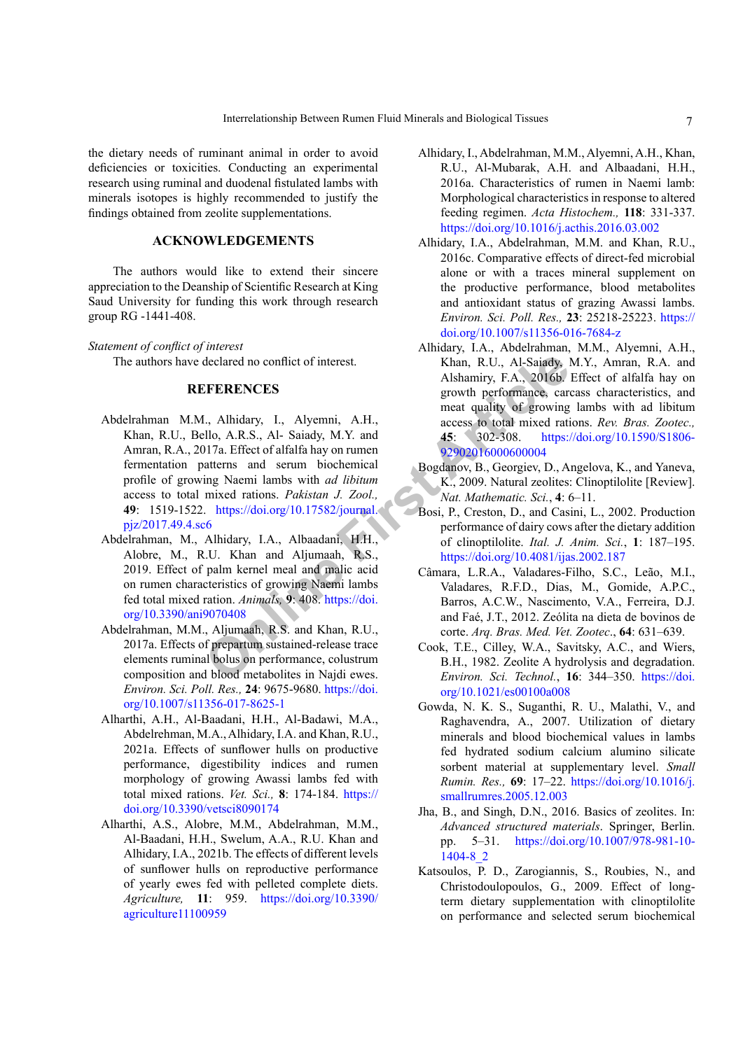the dietary needs of ruminant animal in order to avoid deficiencies or toxicities. Conducting an experimental research using ruminal and duodenal fistulated lambs with minerals isotopes is highly recommended to justify the findings obtained from zeolite supplementations.

## ACKNOWLEDGEMENTS

The authors would like to extend their sincere appreciation to the Deanship of Scientific Research at King Saud University for funding this work through research group RG -1441-408.

*Statement of conflict of interest*

The authors have declared no conflict of interest.

## REFERENCES

Abdelrahman M.M., Alhidary, I., Alyemni, A.H., Khan, R.U., Bello, A.R.S., Al- Saiady, M.Y. and Amran, R.A., 2017a. Effect of alfalfa hay on rumen fermentation patterns and serum biochemical profile of growing Naemi lambs with *ad libitum* access to total mixed rations. *Pakistan J. Zool.,* **49**: 1519-1522. https://doi.org/10.17582/journal.pjz/2017.49.4.sc6

Abdelrahman, M., Alhidary, I.A., Albaadani, H.H., Alobre, M., R.U. Khan and Aljumaah, R.S., 2019. Effect of palm kernel meal and malic acid on rumen characteristics of growing Naemi lambs fed total mixed ration. *Animals,* **9**: 408. https://doi.org/10.3390/ani9070408

Abdelrahman, M.M., Aljumaah, R.S. and Khan, R.U., 2017a. Effects of prepartum sustained-release trace elements ruminal bolus on performance, colustrum composition and blood metabolites in Najdi ewes. *Environ. Sci. Poll. Res.,* **24**: 9675-9680. https://doi.org/10.1007/s11356-017-8625-1

Alharthi, A.H., Al-Baadani, H.H., Al-Badawi, M.A., Abdelrehman, M.A., Alhidary, I.A. and Khan, R.U., 2021a. Effects of sunflower hulls on productive performance, digestibility indices and rumen morphology of growing Awassi lambs fed with total mixed rations. *Vet. Sci.,* **8**: 174-184. https://doi.org/10.3390/vetsci8090174

Alharthi, A.S., Alobre, M.M., Abdelrahman, M.M., Al-Baadani, H.H., Swelum, A.A., R.U. Khan and Alhidary, I.A., 2021b. The effects of different levels of sunflower hulls on reproductive performance of yearly ewes fed with pelleted complete diets. *Agriculture,* **11**: 959. https://doi.org/10.3390/agriculture11100959

Alhidary, I., Abdelrahman, M.M., Alyemni, A.H., Khan, R.U., Al-Mubarak, A.H. and Albaadani, H.H., 2016a. Characteristics of rumen in Naemi lamb: Morphological characteristics in response to altered feeding regimen. *Acta Histochem.,* **118**: 331-337. https://doi.org/10.1016/j.acthis.2016.03.002

Alhidary, I.A., Abdelrahman, M.M. and Khan, R.U., 2016c. Comparative effects of direct-fed microbial alone or with a traces mineral supplement on the productive performance, blood metabolites and antioxidant status of grazing Awassi lambs. *Environ. Sci. Poll. Res.,* **23**: 25218-25223. https://doi.org/10.1007/s11356-016-7684-z

Alhidary, I.A., Abdelrahman, M.M., Alyemni, A.H., Khan, R.U., Al-Saiady, M.Y., Amran, R.A. and Alshamiry, F.A., 2016b. Effect of alfalfa hay on growth performance, carcass characteristics, and meat quality of growing lambs with ad libitum access to total mixed rations. *Rev. Bras. Zootec.,* **45**: 302-308. https://doi.org/10.1590/S1806-92902016000600004

Bogdanov, B., Georgiev, D., Angelova, K., and Yaneva, K., 2009. Natural zeolites: Clinoptilolite [Review]. *Nat. Mathematic. Sci.*, **4**: 6–11.

Bosi, P., Creston, D., and Casini, L., 2002. Production performance of dairy cows after the dietary addition of clinoptilolite. *Ital. J. Anim. Sci.*, **1**: 187–195. https://doi.org/10.4081/ijas.2002.187

Câmara, L.R.A., Valadares-Filho, S.C., Leão, M.I., Valadares, R.F.D., Dias, M., Gomide, A.P.C., Barros, A.C.W., Nascimento, V.A., Ferreira, D.J. and Faé, J.T., 2012. Zeólita na dieta de bovinos de corte. *Arq. Bras. Med. Vet. Zootec.*, **64**: 631–639.

Cook, T.E., Cilley, W.A., Savitsky, A.C., and Wiers, B.H., 1982. Zeolite A hydrolysis and degradation. *Environ. Sci. Technol.*, **16**: 344–350. https://doi.org/10.1021/es00100a008

Gowda, N. K. S., Suganthi, R. U., Malathi, V., and Raghavendra, A., 2007. Utilization of dietary minerals and blood biochemical values in lambs fed hydrated sodium calcium alumino silicate sorbent material at supplementary level. *Small Rumin. Res.,* **69**: 17–22. https://doi.org/10.1016/j.smallrumres.2005.12.003

Jha, B., and Singh, D.N., 2016. Basics of zeolites. In: *Advanced structured materials.* Springer, Berlin. pp. 5–31. https://doi.org/10.1007/978-981-10-1404-8_2

Katsoulos, P. D., Zarogiannis, S., Roubies, N., and Christodoulopoulos, G., 2009. Effect of long-term dietary supplementation with clinoptilolite on performance and selected serum biochemical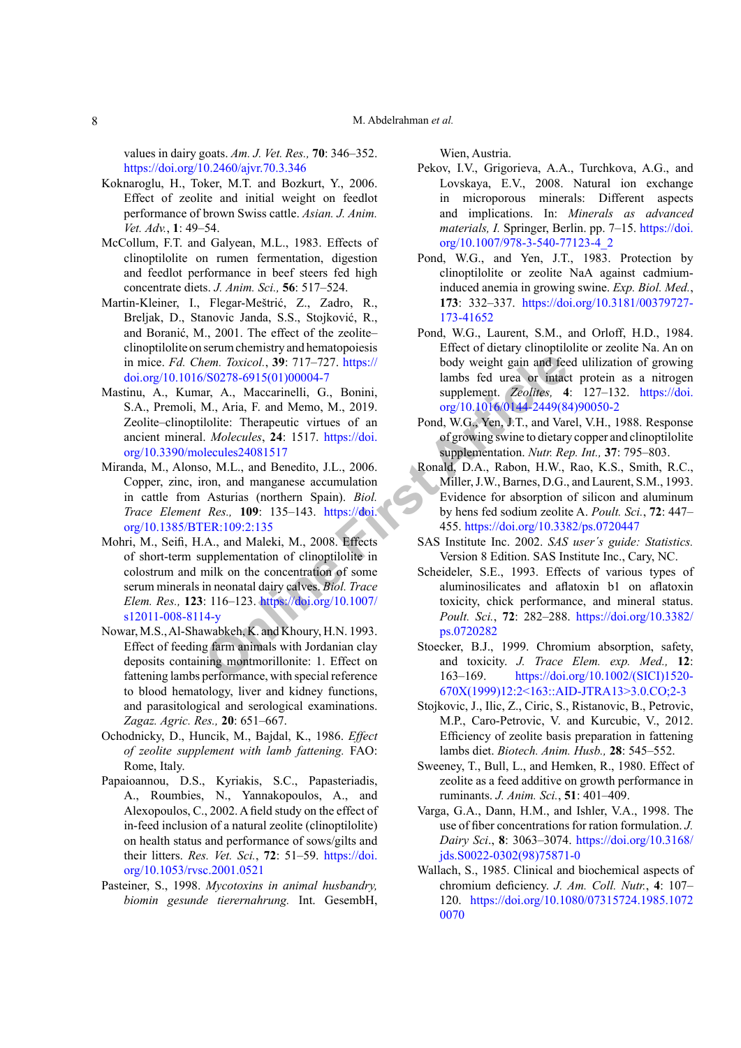values in dairy goats. *Am. J. Vet. Res.,* **70**: 346–352. https://doi.org/10.2460/ajvr.70.3.346

Koknaroglu, H., Toker, M.T. and Bozkurt, Y., 2006. Effect of zeolite and initial weight on feedlot performance of brown Swiss cattle. *Asian. J. Anim. Vet. Adv.*, **1**: 49–54.

McCollum, F.T. and Galyean, M.L., 1983. Effects of clinoptilolite on rumen fermentation, digestion and feedlot performance in beef steers fed high concentrate diets. *J. Anim. Sci.,* **56**: 517–524.

Martin-Kleiner, I., Flegar-Meštrić, Z., Zadro, R., Breljak, D., Stanovic Janda, S.S., Stojković, R., and Boranić, M., 2001. The effect of the zeolite–clinoptilolite on serum chemistry and hematopoiesis in mice. *Fd. Chem. Toxicol.*, **39**: 717–727. https://doi.org/10.1016/S0278-6915(01)00004-7

Mastinu, A., Kumar, A., Maccarinelli, G., Bonini, S.A., Premoli, M., Aria, F. and Memo, M., 2019. Zeolite–clinoptilolite: Therapeutic virtues of an ancient mineral. *Molecules*, **24**: 1517. https://doi.org/10.3390/molecules24081517

Miranda, M., Alonso, M.L., and Benedito, J.L., 2006. Copper, zinc, iron, and manganese accumulation in cattle from Asturias (northern Spain). *Biol. Trace Element Res.,* **109**: 135–143. https://doi.org/10.1385/BTER:109:2:135

Mohri, M., Seifi, H.A., and Maleki, M., 2008. Effects of short-term supplementation of clinoptilolite in colostrum and milk on the concentration of some serum minerals in neonatal dairy calves. *Biol. Trace Elem. Res.,* **123**: 116–123. https://doi.org/10.1007/s12011-008-8114-y

Nowar, M.S., Al-Shawabkeh, K. and Khoury, H.N. 1993. Effect of feeding farm animals with Jordanian clay deposits containing montmorillonite: 1. Effect on fattening lambs performance, with special reference to blood hematology, liver and kidney functions, and parasitological and serological examinations. *Zagaz. Agric. Res.,* **20**: 651–667.

Ochodnicky, D., Huncik, M., Bajdal, K., 1986. *Effect of zeolite supplement with lamb fattening.* FAO: Rome, Italy.

Papaioannou, D.S., Kyriakis, S.C., Papasteriadis, A., Roumbies, N., Yannakopoulos, A., and Alexopoulos, C., 2002. A field study on the effect of in-feed inclusion of a natural zeolite (clinoptilolite) on health status and performance of sows/gilts and their litters. *Res. Vet. Sci.*, **72**: 51–59. https://doi.org/10.1053/rvsc.2001.0521

Pasteiner, S., 1998. *Mycotoxins in animal husbandry, biomin gesunde tierernahrung.* Int. GesembH, Wien, Austria.

Pekov, I.V., Grigorieva, A.A., Turchkova, A.G., and Lovskaya, E.V., 2008. Natural ion exchange in microporous minerals: Different aspects and implications. In: *Minerals as advanced materials, I.* Springer, Berlin. pp. 7–15. https://doi.org/10.1007/978-3-540-77123-4_2

Pond, W.G., and Yen, J.T., 1983. Protection by clinoptilolite or zeolite NaA against cadmium-induced anemia in growing swine. *Exp. Biol. Med.*, **173**: 332–337. https://doi.org/10.3181/00379727-173-41652

Pond, W.G., Laurent, S.M., and Orloff, H.D., 1984. Effect of dietary clinoptilolite or zeolite Na. An on body weight gain and feed ulilization of growing lambs fed urea or intact protein as a nitrogen supplement. *Zeolites,* **4**: 127–132. https://doi.org/10.1016/0144-2449(84)90050-2

Pond, W.G., Yen, J.T., and Varel, V.H., 1988. Response of growing swine to dietary copper and clinoptilolite supplementation. *Nutr. Rep. Int.,* **37**: 795–803.

Ronald, D.A., Rabon, H.W., Rao, K.S., Smith, R.C., Miller, J.W., Barnes, D.G., and Laurent, S.M., 1993. Evidence for absorption of silicon and aluminum by hens fed sodium zeolite A. *Poult. Sci.*, **72**: 447–455. https://doi.org/10.3382/ps.0720447

SAS Institute Inc. 2002. *SAS user's guide: Statistics.* Version 8 Edition. SAS Institute Inc., Cary, NC.

Scheideler, S.E., 1993. Effects of various types of aluminosilicates and aflatoxin b1 on aflatoxin toxicity, chick performance, and mineral status. *Poult. Sci.*, **72**: 282–288. https://doi.org/10.3382/ps.0720282

Stoecker, B.J., 1999. Chromium absorption, safety, and toxicity. *J. Trace Elem. exp. Med.,* **12**: 163–169. https://doi.org/10.1002/(SICI)1520-670X(1999)12:2<163::AID-JTRA13>3.0.CO;2-3

Stojkovic, J., Ilic, Z., Ciric, S., Ristanovic, B., Petrovic, M.P., Caro-Petrovic, V. and Kurcubic, V., 2012. Efficiency of zeolite basis preparation in fattening lambs diet. *Biotech. Anim. Husb.,* **28**: 545–552.

Sweeney, T., Bull, L., and Hemken, R., 1980. Effect of zeolite as a feed additive on growth performance in ruminants. *J. Anim. Sci.*, **51**: 401–409.

Varga, G.A., Dann, H.M., and Ishler, V.A., 1998. The use of fiber concentrations for ration formulation. *J. Dairy Sci*., **8**: 3063–3074. https://doi.org/10.3168/jds.S0022-0302(98)75871-0

Wallach, S., 1985. Clinical and biochemical aspects of chromium deficiency. *J. Am. Coll. Nutr.*, **4**: 107–120. https://doi.org/10.1080/07315724.1985.10720070